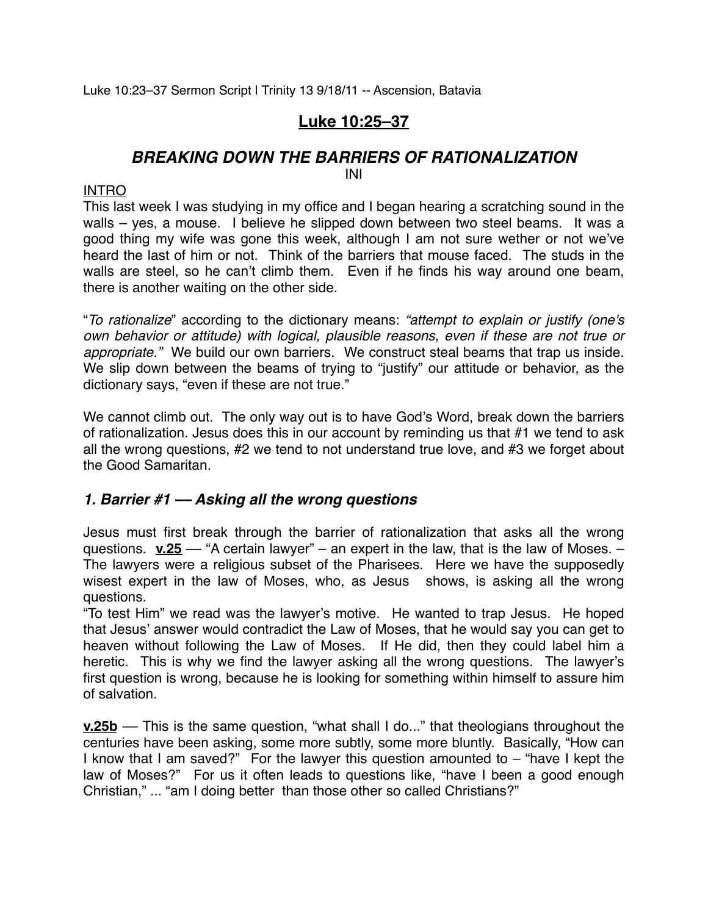Luke 10:23–37 Sermon Script | Trinity 13 9/18/11 -- Ascension, Batavia

# Luke 10:25–37

## *BREAKING DOWN THE BARRIERS OF RATIONALIZATION*

INI

INTRO

This last week I was studying in my office and I began hearing a scratching sound in the walls – yes, a mouse. I believe he slipped down between two steel beams. It was a good thing my wife was gone this week, although I am not sure wether or not we've heard the last of him or not. Think of the barriers that mouse faced. The studs in the walls are steel, so he can't climb them. Even if he finds his way around one beam, there is another waiting on the other side.

"*To rationalize*" according to the dictionary means: *"attempt to explain or justify (one's own behavior or attitude) with logical, plausible reasons, even if these are not true or appropriate."* We build our own barriers. We construct steal beams that trap us inside. We slip down between the beams of trying to "justify" our attitude or behavior, as the dictionary says, "even if these are not true."

We cannot climb out. The only way out is to have God's Word, break down the barriers of rationalization. Jesus does this in our account by reminding us that #1 we tend to ask all the wrong questions, #2 we tend to not understand true love, and #3 we forget about the Good Samaritan.

### *1. Barrier #1 — Asking all the wrong questions*

Jesus must first break through the barrier of rationalization that asks all the wrong questions. **v.25** — "A certain lawyer" – an expert in the law, that is the law of Moses. – The lawyers were a religious subset of the Pharisees. Here we have the supposedly wisest expert in the law of Moses, who, as Jesus shows, is asking all the wrong questions.

"To test Him" we read was the lawyer's motive. He wanted to trap Jesus. He hoped that Jesus' answer would contradict the Law of Moses, that he would say you can get to heaven without following the Law of Moses. If He did, then they could label him a heretic. This is why we find the lawyer asking all the wrong questions. The lawyer's first question is wrong, because he is looking for something within himself to assure him of salvation.

**v.25b** — This is the same question, "what shall I do..." that theologians throughout the centuries have been asking, some more subtly, some more bluntly. Basically, "How can I know that I am saved?" For the lawyer this question amounted to – "have I kept the law of Moses?" For us it often leads to questions like, "have I been a good enough Christian," ... "am I doing better than those other so called Christians?"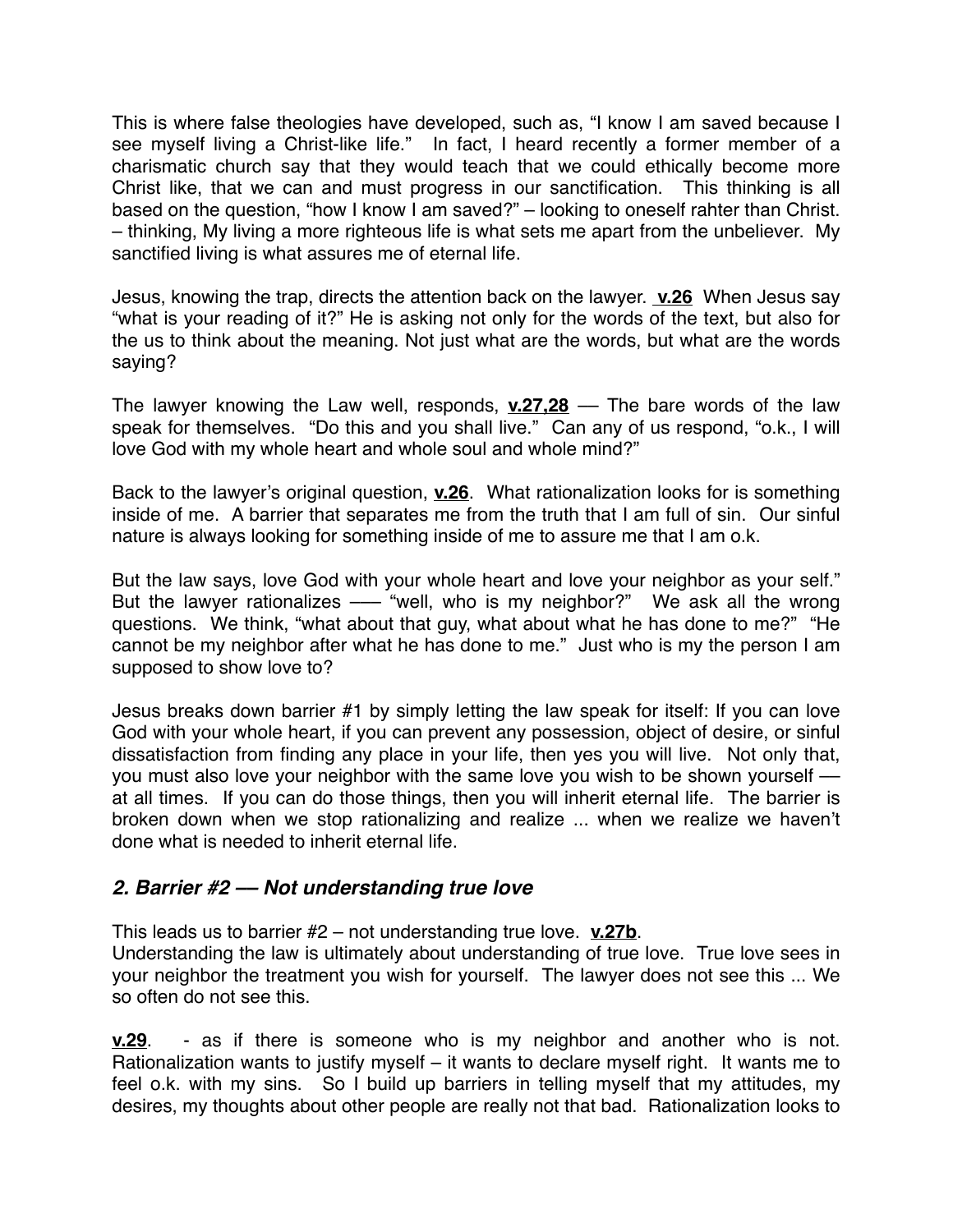This is where false theologies have developed, such as, "I know I am saved because I see myself living a Christ-like life." In fact, I heard recently a former member of a charismatic church say that they would teach that we could ethically become more Christ like, that we can and must progress in our sanctification. This thinking is all based on the question, "how I know I am saved?" – looking to oneself rahter than Christ. – thinking, My living a more righteous life is what sets me apart from the unbeliever. My sanctified living is what assures me of eternal life.

Jesus, knowing the trap, directs the attention back on the lawyer. **v.26** When Jesus say "what is your reading of it?" He is asking not only for the words of the text, but also for the us to think about the meaning. Not just what are the words, but what are the words saying?

The lawyer knowing the Law well, responds, **v.27,28** — The bare words of the law speak for themselves. "Do this and you shall live." Can any of us respond, "o.k., I will love God with my whole heart and whole soul and whole mind?"

Back to the lawyer's original question, **v.26**. What rationalization looks for is something inside of me. A barrier that separates me from the truth that I am full of sin. Our sinful nature is always looking for something inside of me to assure me that I am o.k.

But the law says, love God with your whole heart and love your neighbor as your self." But the lawyer rationalizes —– "well, who is my neighbor?" We ask all the wrong questions. We think, "what about that guy, what about what he has done to me?" "He cannot be my neighbor after what he has done to me." Just who is my the person I am supposed to show love to?

Jesus breaks down barrier #1 by simply letting the law speak for itself: If you can love God with your whole heart, if you can prevent any possession, object of desire, or sinful dissatisfaction from finding any place in your life, then yes you will live. Not only that, you must also love your neighbor with the same love you wish to be shown yourself — at all times. If you can do those things, then you will inherit eternal life. The barrier is broken down when we stop rationalizing and realize ... when we realize we haven't done what is needed to inherit eternal life.

## *2. Barrier #2 — Not understanding true love*

This leads us to barrier #2 – not understanding true love. **v.27b**.
Understanding the law is ultimately about understanding of true love. True love sees in your neighbor the treatment you wish for yourself. The lawyer does not see this ... We so often do not see this.

**v.29**. - as if there is someone who is my neighbor and another who is not. Rationalization wants to justify myself – it wants to declare myself right. It wants me to feel o.k. with my sins. So I build up barriers in telling myself that my attitudes, my desires, my thoughts about other people are really not that bad. Rationalization looks to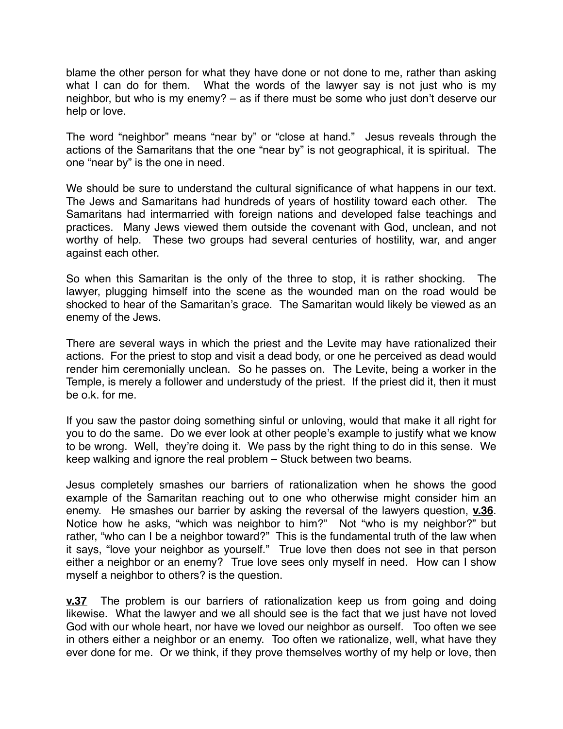blame the other person for what they have done or not done to me, rather than asking what I can do for them. What the words of the lawyer say is not just who is my neighbor, but who is my enemy? – as if there must be some who just don't deserve our help or love.

The word "neighbor" means "near by" or "close at hand." Jesus reveals through the actions of the Samaritans that the one "near by" is not geographical, it is spiritual. The one "near by" is the one in need.

We should be sure to understand the cultural significance of what happens in our text. The Jews and Samaritans had hundreds of years of hostility toward each other. The Samaritans had intermarried with foreign nations and developed false teachings and practices. Many Jews viewed them outside the covenant with God, unclean, and not worthy of help. These two groups had several centuries of hostility, war, and anger against each other.

So when this Samaritan is the only of the three to stop, it is rather shocking. The lawyer, plugging himself into the scene as the wounded man on the road would be shocked to hear of the Samaritan's grace. The Samaritan would likely be viewed as an enemy of the Jews.

There are several ways in which the priest and the Levite may have rationalized their actions. For the priest to stop and visit a dead body, or one he perceived as dead would render him ceremonially unclean. So he passes on. The Levite, being a worker in the Temple, is merely a follower and understudy of the priest. If the priest did it, then it must be o.k. for me.

If you saw the pastor doing something sinful or unloving, would that make it all right for you to do the same. Do we ever look at other people's example to justify what we know to be wrong. Well, they're doing it. We pass by the right thing to do in this sense. We keep walking and ignore the real problem – Stuck between two beams.

Jesus completely smashes our barriers of rationalization when he shows the good example of the Samaritan reaching out to one who otherwise might consider him an enemy. He smashes our barrier by asking the reversal of the lawyers question, **v.36**. Notice how he asks, "which was neighbor to him?" Not "who is my neighbor?" but rather, "who can I be a neighbor toward?" This is the fundamental truth of the law when it says, "love your neighbor as yourself." True love then does not see in that person either a neighbor or an enemy? True love sees only myself in need. How can I show myself a neighbor to others? is the question.

**v.37** The problem is our barriers of rationalization keep us from going and doing likewise. What the lawyer and we all should see is the fact that we just have not loved God with our whole heart, nor have we loved our neighbor as ourself. Too often we see in others either a neighbor or an enemy. Too often we rationalize, well, what have they ever done for me. Or we think, if they prove themselves worthy of my help or love, then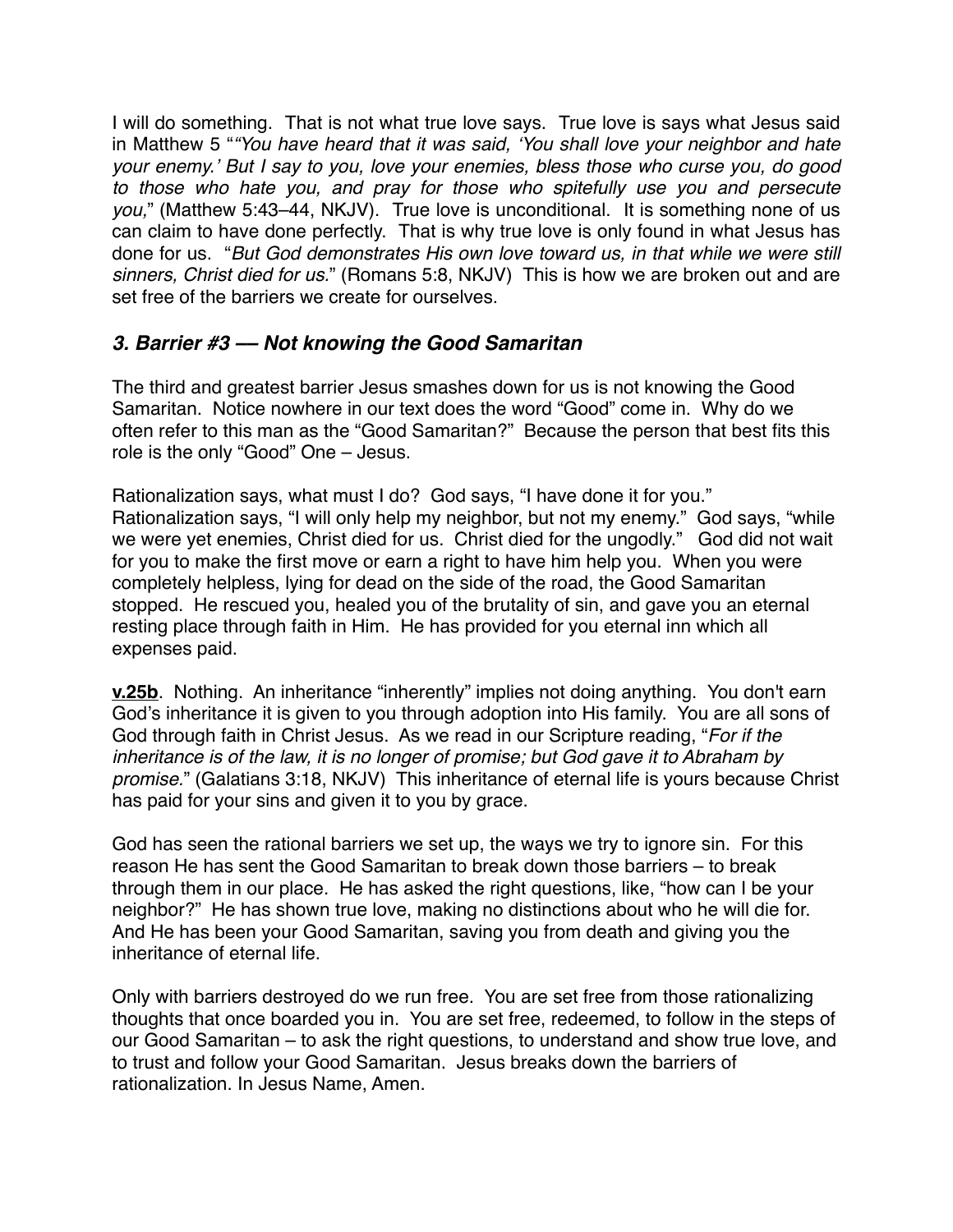I will do something. That is not what true love says. True love is says what Jesus said in Matthew 5 "*"You have heard that it was said, 'You shall love your neighbor and hate your enemy.' But I say to you, love your enemies, bless those who curse you, do good to those who hate you, and pray for those who spitefully use you and persecute you,*" (Matthew 5:43–44, NKJV). True love is unconditional. It is something none of us can claim to have done perfectly. That is why true love is only found in what Jesus has done for us. "*But God demonstrates His own love toward us, in that while we were still sinners, Christ died for us.*" (Romans 5:8, NKJV) This is how we are broken out and are set free of the barriers we create for ourselves.

### *3. Barrier #3 — Not knowing the Good Samaritan*

The third and greatest barrier Jesus smashes down for us is not knowing the Good Samaritan. Notice nowhere in our text does the word "Good" come in. Why do we often refer to this man as the "Good Samaritan?" Because the person that best fits this role is the only "Good" One – Jesus.

Rationalization says, what must I do? God says, "I have done it for you." Rationalization says, "I will only help my neighbor, but not my enemy." God says, "while we were yet enemies, Christ died for us. Christ died for the ungodly." God did not wait for you to make the first move or earn a right to have him help you. When you were completely helpless, lying for dead on the side of the road, the Good Samaritan stopped. He rescued you, healed you of the brutality of sin, and gave you an eternal resting place through faith in Him. He has provided for you eternal inn which all expenses paid.

**<u>v.25b</u>**. Nothing. An inheritance "inherently" implies not doing anything. You don't earn God's inheritance it is given to you through adoption into His family. You are all sons of God through faith in Christ Jesus. As we read in our Scripture reading, "*For if the inheritance is of the law, it is no longer of promise; but God gave it to Abraham by promise.*" (Galatians 3:18, NKJV) This inheritance of eternal life is yours because Christ has paid for your sins and given it to you by grace.

God has seen the rational barriers we set up, the ways we try to ignore sin. For this reason He has sent the Good Samaritan to break down those barriers – to break through them in our place. He has asked the right questions, like, "how can I be your neighbor?" He has shown true love, making no distinctions about who he will die for. And He has been your Good Samaritan, saving you from death and giving you the inheritance of eternal life.

Only with barriers destroyed do we run free. You are set free from those rationalizing thoughts that once boarded you in. You are set free, redeemed, to follow in the steps of our Good Samaritan – to ask the right questions, to understand and show true love, and to trust and follow your Good Samaritan. Jesus breaks down the barriers of rationalization. In Jesus Name, Amen.